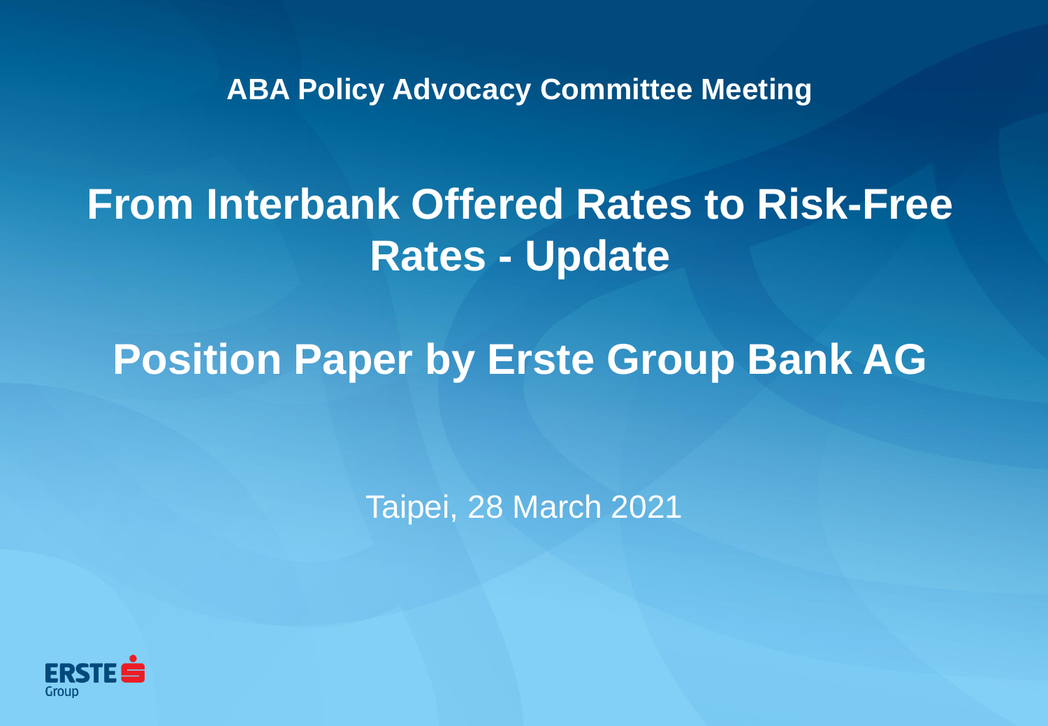ABA Policy Advocacy Committee Meeting

# From Interbank Offered Rates to Risk-Free Rates - Update

# Position Paper by Erste Group Bank AG

Taipei, 28 March 2021

ERSTE Group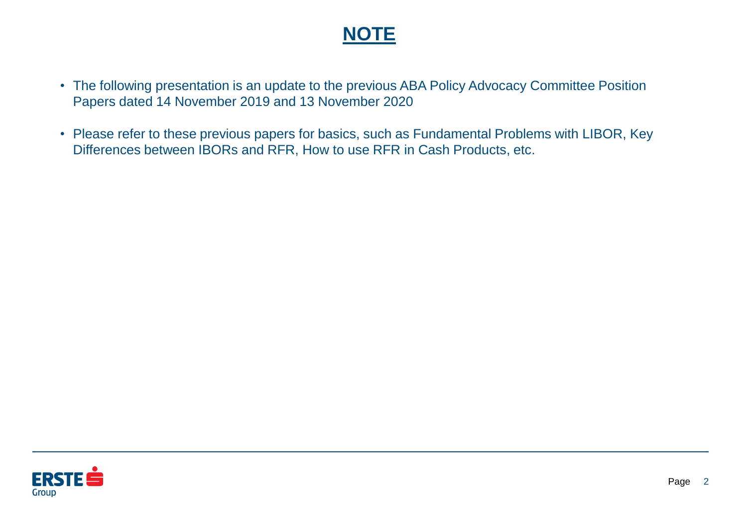# NOTE

- The following presentation is an update to the previous ABA Policy Advocacy Committee Position Papers dated 14 November 2019 and 13 November 2020
- Please refer to these previous papers for basics, such as Fundamental Problems with LIBOR, Key Differences between IBORs and RFR, How to use RFR in Cash Products, etc.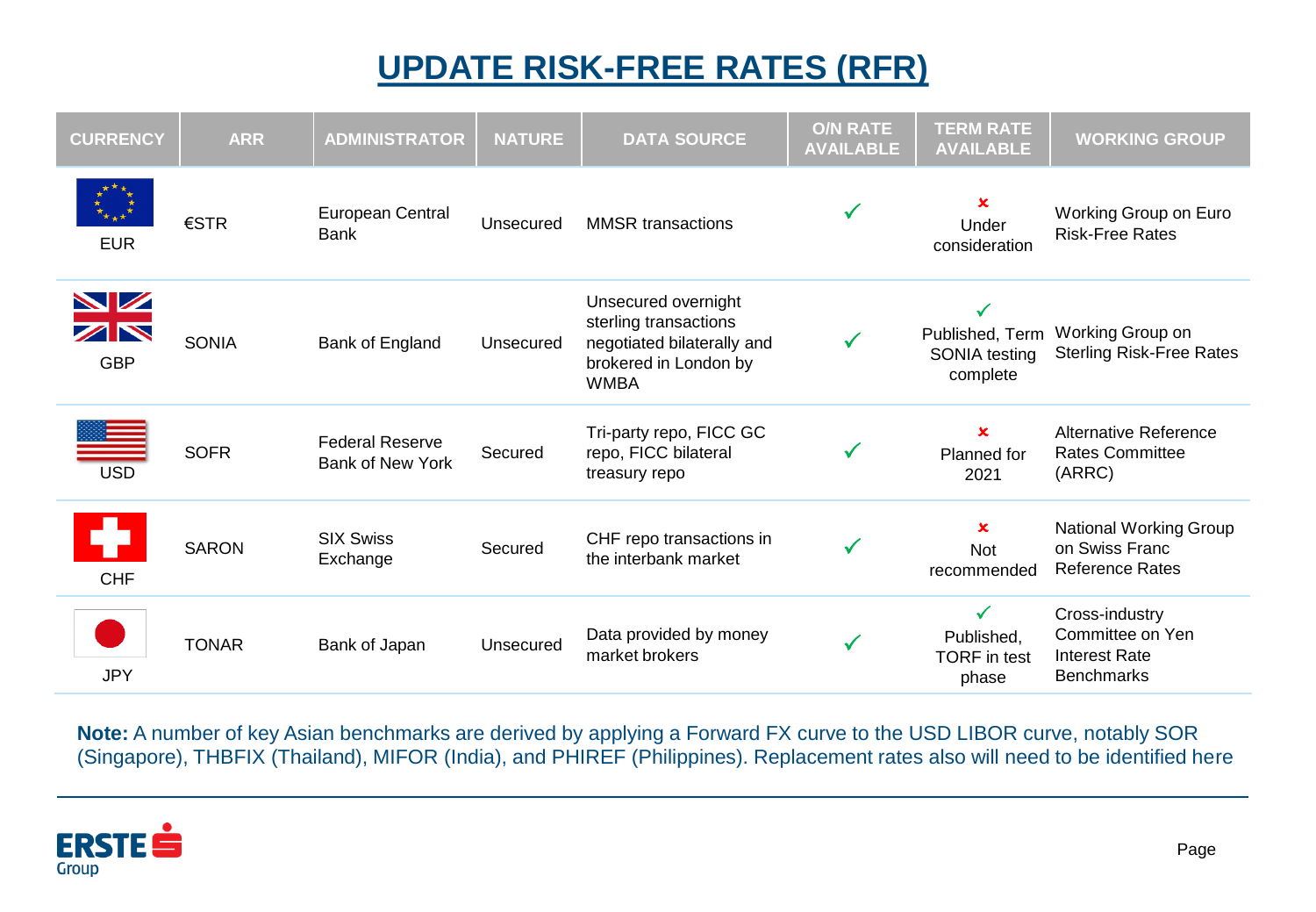# UPDATE RISK-FREE RATES (RFR)

| CURRENCY | ARR | ADMINISTRATOR | NATURE | DATA SOURCE | O/N RATE AVAILABLE | TERM RATE AVAILABLE | WORKING GROUP |
|---|---|---|---|---|---|---|---|
| EUR | €STR | European Central Bank | Unsecured | MMSR transactions | ✓ | ✗ Under consideration | Working Group on Euro Risk-Free Rates |
| GBP | SONIA | Bank of England | Unsecured | Unsecured overnight sterling transactions negotiated bilaterally and brokered in London by WMBA | ✓ | ✓ Published, Term SONIA testing complete | Working Group on Sterling Risk-Free Rates |
| USD | SOFR | Federal Reserve Bank of New York | Secured | Tri-party repo, FICC GC repo, FICC bilateral treasury repo | ✓ | ✗ Planned for 2021 | Alternative Reference Rates Committee (ARRC) |
| CHF | SARON | SIX Swiss Exchange | Secured | CHF repo transactions in the interbank market | ✓ | ✗ Not recommended | National Working Group on Swiss Franc Reference Rates |
| JPY | TONAR | Bank of Japan | Unsecured | Data provided by money market brokers | ✓ | ✓ Published, TORF in test phase | Cross-industry Committee on Yen Interest Rate Benchmarks |

**Note:** A number of key Asian benchmarks are derived by applying a Forward FX curve to the USD LIBOR curve, notably SOR (Singapore), THBFIX (Thailand), MIFOR (India), and PHIREF (Philippines). Replacement rates also will need to be identified here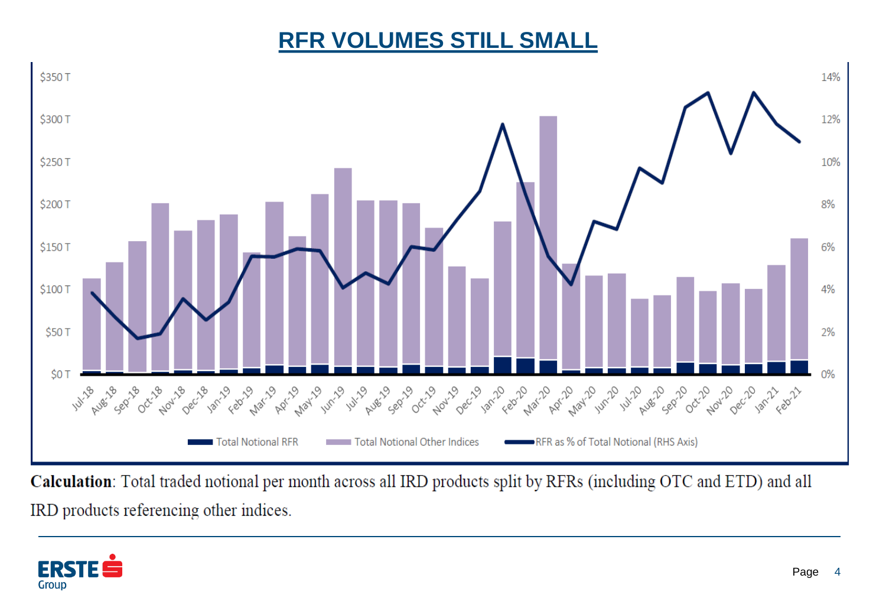# RFR VOLUMES STILL SMALL

**Calculation**: Total traded notional per month across all IRD products split by RFRs (including OTC and ETD) and all IRD products referencing other indices.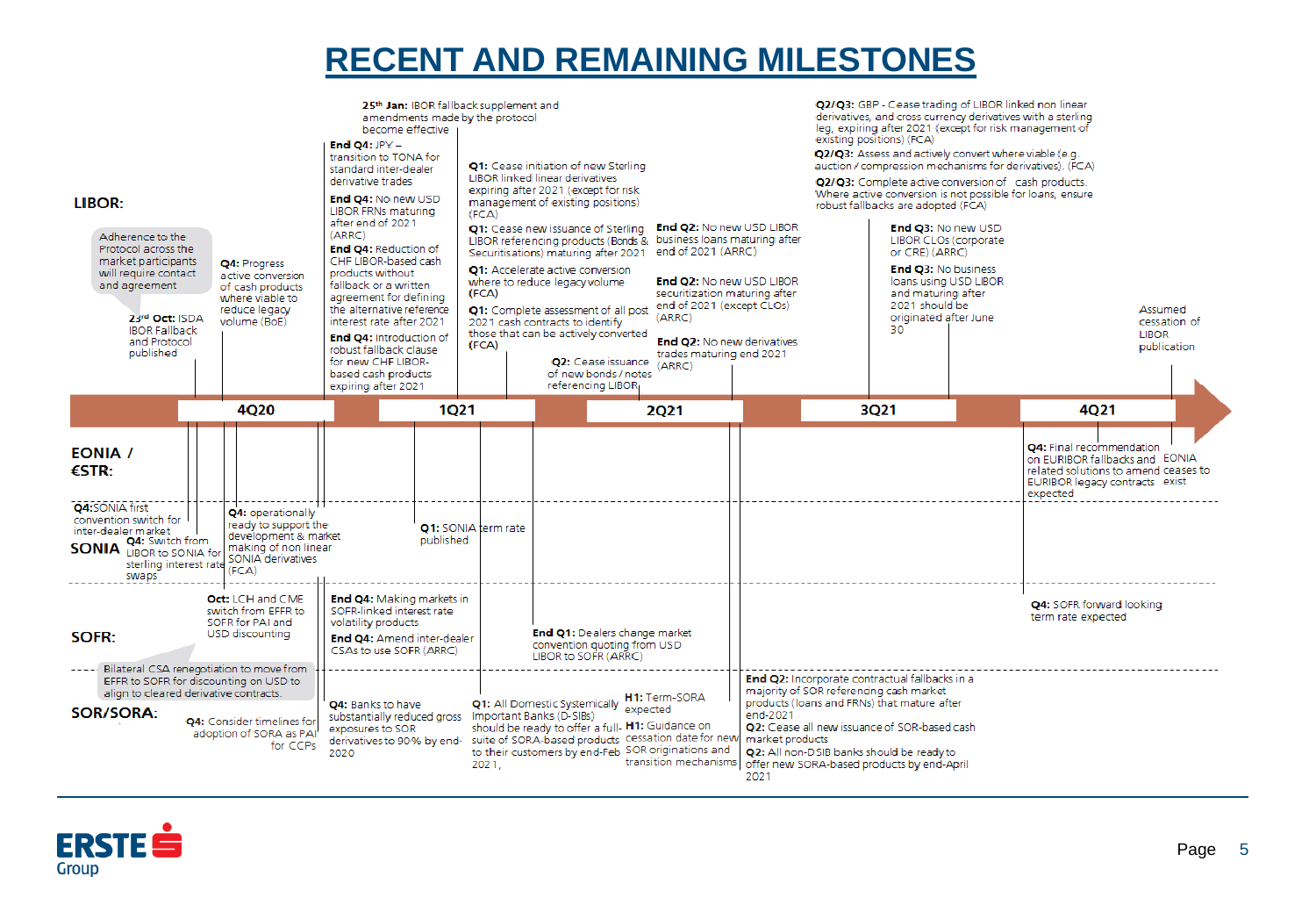# RECENT AND REMAINING MILESTONES

4Q20
1Q21
2Q21
3Q21
4Q21

## LIBOR:

Adherence to the Protocol across the market participants will require contact and agreement

23rd Oct: ISDA IBOR Fallback and Protocol published

Q4: Progress active conversion of cash products where viable to reduce legacy volume (BoE)

25th Jan: IBOR fallback supplement and amendments made by the protocol become effective

End Q4: JPY – transition to TONA for standard inter-dealer derivative trades

End Q4: No new USD LIBOR FRNs maturing after end of 2021 (ARRC)

End Q4: Reduction of CHF LIBOR-based cash products without fallback or a written agreement for defining the alternative reference interest rate after 2021

End Q4: Introduction of robust fallback clause for new CHF LIBOR-based cash products expiring after 2021

Q1: Cease initiation of new Sterling LIBOR linked linear derivatives expiring after 2021 (except for risk management of existing positions) (FCA)

Q1: Cease new issuance of Sterling LIBOR referencing products (Bonds & Securitisations) maturing after 2021

Q1: Accelerate active conversion where to reduce legacy volume (FCA)

Q1: Complete assessment of all post 2021 cash contracts to identify those that can be actively converted (FCA)

Q2: Cease issuance of new bonds / notes referencing LIBOR

End Q2: No new USD LIBOR business loans maturing after end of 2021 (ARRC)

End Q2: No new USD LIBOR securitization maturing after end of 2021 (except CLOs) (ARRC)

End Q2: No new derivatives trades maturing end 2021 (ARRC)

Q2/Q3: GBP - Cease trading of LIBOR linked non linear derivatives, and cross currency derivatives with a sterling leg, expiring after 2021 (except for risk management of existing positions) (FCA)

Q2/Q3: Assess and actively convert where viable (e.g. auction / compression mechanisms for derivatives). (FCA)

Q2/Q3: Complete active conversion of cash products. Where active conversion is not possible for loans, ensure robust fallbacks are adopted (FCA)

End Q3: No new USD LIBOR CLOs (corporate or CRE) (ARRC)

End Q3: No business loans using USD LIBOR and maturing after 2021 should be originated after June 30

Assumed cessation of LIBOR publication

## EONIA / €STR:

Q4: Final recommendation on EURIBOR fallbacks and related solutions to amend EURIBOR legacy contracts expected

EONIA ceases to exist

## SONIA

Q4: SONIA first convention switch for inter-dealer market

Q4: Switch from LIBOR to SONIA for sterling interest rate swaps

Q4: operationally ready to support the development & market making of non linear SONIA derivatives (FCA)

Q1: SONIA term rate published

## SOFR:

Oct: LCH and CME switch from EFFR to SOFR for PAI and USD discounting

Bilateral CSA renegotiation to move from EFFR to SOFR for discounting on USD to align to cleared derivative contracts.

End Q4: Making markets in SOFR-linked interest rate volatility products

End Q4: Amend inter-dealer CSAs to use SOFR (ARRC)

End Q1: Dealers change market convention quoting from USD LIBOR to SOFR (ARRC)

Q4: SOFR forward looking term rate expected

## SOR/SORA:

Q4: Consider timelines for adoption of SORA as PAI for CCPs

Q4: Banks to have substantially reduced gross exposures to SOR derivatives to 90% by end-2020

Q1: All Domestic Systemically Important Banks (D-SIBs) should be ready to offer a full-suite of SORA-based products to their customers by end-Feb 2021,

H1: Term-SORA expected

H1: Guidance on cessation date for new SOR originations and transition mechanisms

End Q2: Incorporate contractual fallbacks in a majority of SOR referencing cash market products (loans and FRNs) that mature after end-2021

Q2: Cease all new issuance of SOR-based cash market products

Q2: All non-DSIB banks should be ready to offer new SORA-based products by end-April 2021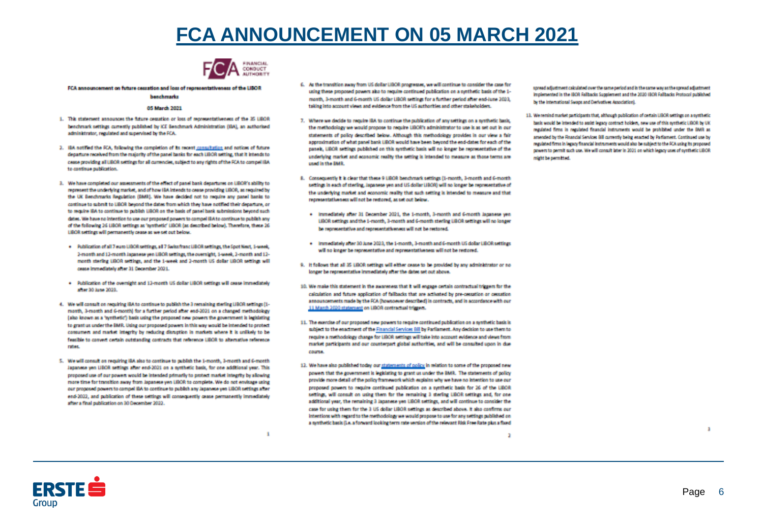# FCA ANNOUNCEMENT ON 05 MARCH 2021

**FCA announcement on future cessation and loss of representativeness of the LIBOR benchmarks**

**05 March 2021**

1. This statement announces the future cessation or loss of representativeness of the 35 LIBOR benchmark settings currently published by ICE Benchmark Administration (IBA), an authorised administrator, regulated and supervised by the FCA.

2. IBA notified the FCA, following the completion of its recent consultation and notices of future departure received from the majority of the panel banks for each LIBOR setting, that it intends to cease providing all LIBOR settings for all currencies, subject to any rights of the FCA to compel IBA to continue publication.

3. We have completed our assessments of the effect of panel bank departures on LIBOR's ability to represent the underlying market, and of how IBA intends to cease providing LIBOR, as required by the UK Benchmarks Regulation (BMR). We have decided not to require any panel banks to continue to submit to LIBOR beyond the dates from which they have notified their departure, or to require IBA to continue to publish LIBOR on the basis of panel bank submissions beyond such dates. We have no intention to use our proposed powers to compel IBA to continue to publish any of the following 26 LIBOR settings as 'synthetic' LIBOR (as described below). Therefore, these 26 LIBOR settings will permanently cease as we set out below.
   - Publication of all 7 euro LIBOR settings, all 7 Swiss franc LIBOR settings, the Spot Next, 1-week, 2-month and 12-month Japanese yen LIBOR settings, the overnight, 1-week, 2-month and 12-month sterling LIBOR settings, and the 1-week and 2-month US dollar LIBOR settings will cease immediately after 31 December 2021.
   - Publication of the overnight and 12-month US dollar LIBOR settings will cease immediately after 30 June 2023.

4. We will consult on requiring IBA to continue to publish the 3 remaining sterling LIBOR settings (1-month, 3-month and 6-month) for a further period after end-2021 on a changed methodology (also known as a 'synthetic') basis using the proposed new powers the government is legislating to grant us under the BMR. Using our proposed powers in this way would be intended to protect consumers and market integrity by reducing disruption in markets where it is unlikely to be feasible to convert certain outstanding contracts that reference LIBOR to alternative reference rates.

5. We will consult on requiring IBA also to continue to publish the 1-month, 3-month and 6-month Japanese yen LIBOR settings after end-2021 on a synthetic basis, for one additional year. This proposed use of our powers would be intended primarily to protect market integrity by allowing more time for transition away from Japanese yen LIBOR to complete. We do not envisage using our proposed powers to compel IBA to continue to publish any Japanese yen LIBOR settings after end-2022, and publication of these settings will consequently cease permanently immediately after a final publication on 30 December 2022.

6. As the transition away from US dollar LIBOR progresses, we will continue to consider the case for using these proposed powers also to require continued publication on a synthetic basis of the 1-month, 3-month and 6-month US dollar LIBOR settings for a further period after end-June 2023, taking into account views and evidence from the US authorities and other stakeholders.

7. Where we decide to require IBA to continue the publication of any settings on a synthetic basis, the methodology we would propose to require LIBOR's administrator to use is as set out in our statements of policy described below. Although this methodology provides in our view a fair approximation of what panel bank LIBOR would have been beyond the end-dates for each of the panels, LIBOR settings published on this synthetic basis will no longer be representative of the underlying market and economic reality the setting is intended to measure as those terms are used in the BMR.

8. Consequently it is clear that these 9 LIBOR benchmark settings (1-month, 3-month and 6-month settings in each of sterling, Japanese yen and US dollar LIBOR) will no longer be representative of the underlying market and economic reality that such setting is intended to measure and that representativeness will not be restored, as set out below.
   - Immediately after 31 December 2021, the 1-month, 3-month and 6-month Japanese yen LIBOR settings and the 1-month, 3-month and 6-month sterling LIBOR settings will no longer be representative and representativeness will not be restored.
   - Immediately after 30 June 2023, the 1-month, 3-month and 6-month US dollar LIBOR settings will no longer be representative and representativeness will not be restored.

9. It follows that all 35 LIBOR settings will either cease to be provided by any administrator or no longer be representative immediately after the dates set out above.

10. We make this statement in the awareness that it will engage certain contractual triggers for the calculation and future application of fallbacks that are activated by pre-cessation or cessation announcements made by the FCA (howsoever described) in contracts, and in accordance with our 11 March 2020 statement on LIBOR contractual triggers.

11. The exercise of our proposed new powers to require continued publication on a synthetic basis is subject to the enactment of the Financial Services Bill by Parliament. Any decision to use them to require a methodology change for LIBOR settings will take into account evidence and views from market participants and our counterpart global authorities, and will be consulted upon in due course.

12. We have also published today our statements of policy in relation to some of the proposed new powers that the government is legislating to grant us under the BMR. The statements of policy provide more detail of the policy framework which explains why we have no intention to use our proposed powers to require continued publication on a synthetic basis for 26 of the LIBOR settings, will consult on using them for the remaining 3 sterling LIBOR settings and, for one additional year, the remaining 3 Japanese yen LIBOR settings, and will continue to consider the case for using them for the 3 US dollar LIBOR settings as described above. It also confirms our intentions with regard to the methodology we would propose to use for any settings published on a synthetic basis (i.e. a forward looking term rate version of the relevant Risk Free Rate plus a fixed spread adjustment calculated over the same period and in the same way as the spread adjustment implemented in the IBOR Fallbacks Supplement and the 2020 IBOR Fallbacks Protocol published by the International Swaps and Derivatives Association).

13. We remind market participants that, although publication of certain LIBOR settings on a synthetic basis would be intended to assist legacy contract holders, new use of this synthetic LIBOR by UK regulated firms in regulated financial instruments would be prohibited under the BMR as amended by the Financial Services Bill currently being enacted by Parliament. Continued use by regulated firms in legacy financial instruments would also be subject to the FCA using its proposed powers to permit such use. We will consult later in 2021 on which legacy uses of synthetic LIBOR might be permitted.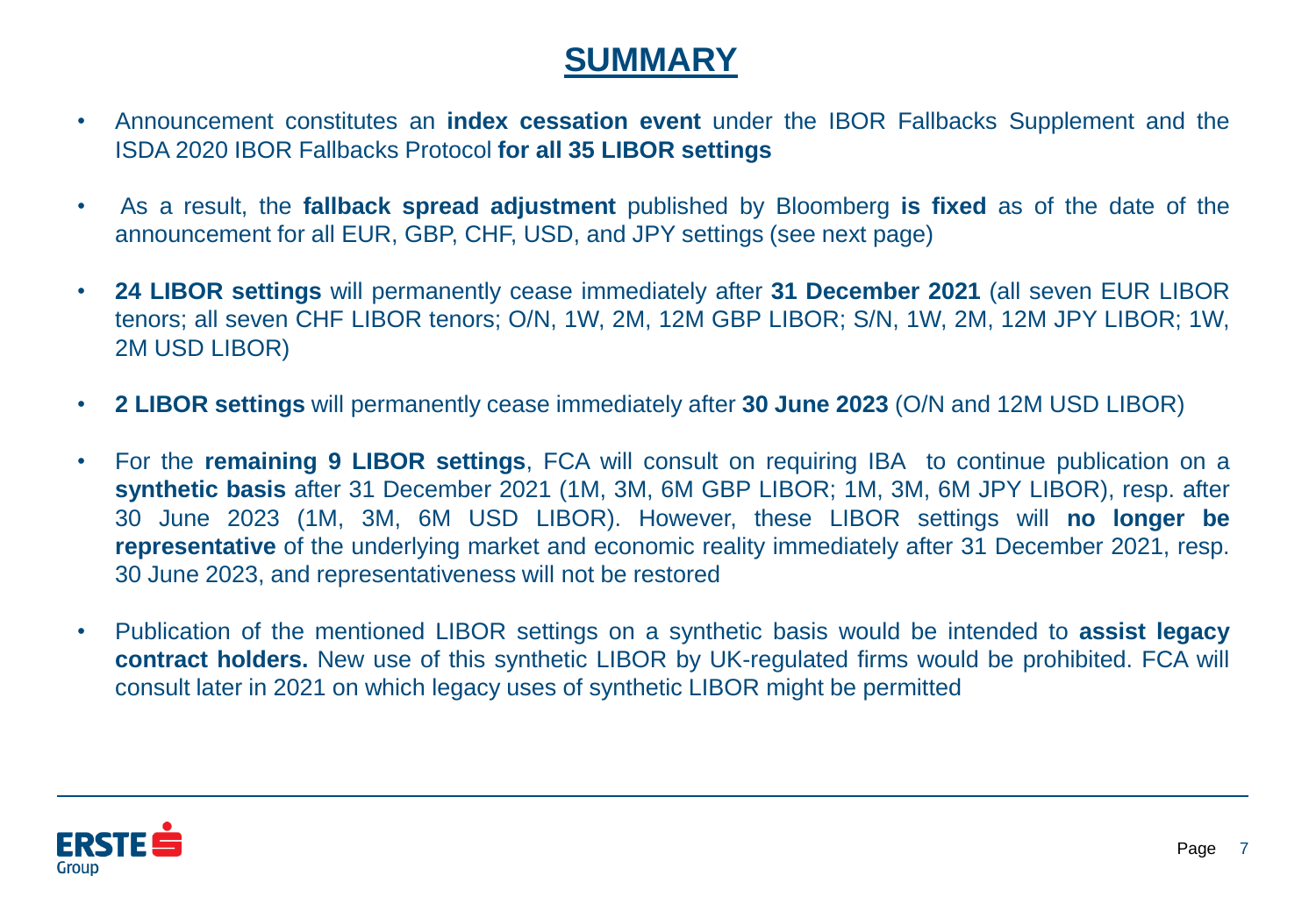# SUMMARY

- Announcement constitutes an **index cessation event** under the IBOR Fallbacks Supplement and the ISDA 2020 IBOR Fallbacks Protocol **for all 35 LIBOR settings**
- As a result, the **fallback spread adjustment** published by Bloomberg **is fixed** as of the date of the announcement for all EUR, GBP, CHF, USD, and JPY settings (see next page)
- **24 LIBOR settings** will permanently cease immediately after **31 December 2021** (all seven EUR LIBOR tenors; all seven CHF LIBOR tenors; O/N, 1W, 2M, 12M GBP LIBOR; S/N, 1W, 2M, 12M JPY LIBOR; 1W, 2M USD LIBOR)
- **2 LIBOR settings** will permanently cease immediately after **30 June 2023** (O/N and 12M USD LIBOR)
- For the **remaining 9 LIBOR settings**, FCA will consult on requiring IBA to continue publication on a **synthetic basis** after 31 December 2021 (1M, 3M, 6M GBP LIBOR; 1M, 3M, 6M JPY LIBOR), resp. after 30 June 2023 (1M, 3M, 6M USD LIBOR). However, these LIBOR settings will **no longer be representative** of the underlying market and economic reality immediately after 31 December 2021, resp. 30 June 2023, and representativeness will not be restored
- Publication of the mentioned LIBOR settings on a synthetic basis would be intended to **assist legacy contract holders.** New use of this synthetic LIBOR by UK-regulated firms would be prohibited. FCA will consult later in 2021 on which legacy uses of synthetic LIBOR might be permitted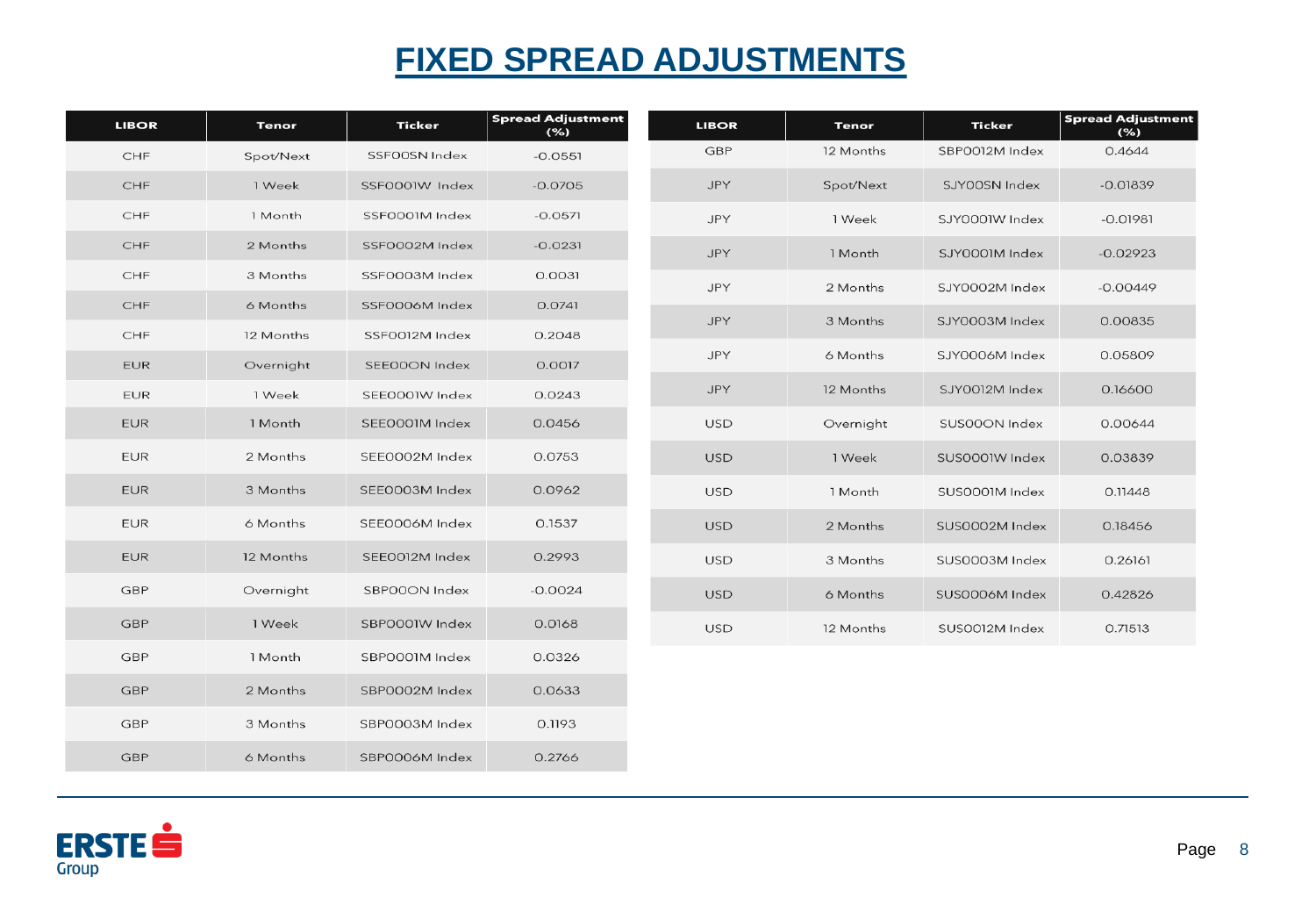# FIXED SPREAD ADJUSTMENTS

| LIBOR | Tenor | Ticker | Spread Adjustment (%) |
|---|---|---|---|
| CHF | Spot/Next | SSF00SN Index | -0.0551 |
| CHF | 1 Week | SSF0001W Index | -0.0705 |
| CHF | 1 Month | SSF0001M Index | -0.0571 |
| CHF | 2 Months | SSF0002M Index | -0.0231 |
| CHF | 3 Months | SSF0003M Index | 0.0031 |
| CHF | 6 Months | SSF0006M Index | 0.0741 |
| CHF | 12 Months | SSF0012M Index | 0.2048 |
| EUR | Overnight | SEE00ON Index | 0.0017 |
| EUR | 1 Week | SEE0001W Index | 0.0243 |
| EUR | 1 Month | SEE0001M Index | 0.0456 |
| EUR | 2 Months | SEE0002M Index | 0.0753 |
| EUR | 3 Months | SEE0003M Index | 0.0962 |
| EUR | 6 Months | SEE0006M Index | 0.1537 |
| EUR | 12 Months | SEE0012M Index | 0.2993 |
| GBP | Overnight | SBP00ON Index | -0.0024 |
| GBP | 1 Week | SBP0001W Index | 0.0168 |
| GBP | 1 Month | SBP0001M Index | 0.0326 |
| GBP | 2 Months | SBP0002M Index | 0.0633 |
| GBP | 3 Months | SBP0003M Index | 0.1193 |
| GBP | 6 Months | SBP0006M Index | 0.2766 |

| LIBOR | Tenor | Ticker | Spread Adjustment (%) |
|---|---|---|---|
| GBP | 12 Months | SBP0012M Index | 0.4644 |
| JPY | Spot/Next | SJY00SN Index | -0.01839 |
| JPY | 1 Week | SJY0001W Index | -0.01981 |
| JPY | 1 Month | SJY0001M Index | -0.02923 |
| JPY | 2 Months | SJY0002M Index | -0.00449 |
| JPY | 3 Months | SJY0003M Index | 0.00835 |
| JPY | 6 Months | SJY0006M Index | 0.05809 |
| JPY | 12 Months | SJY0012M Index | 0.16600 |
| USD | Overnight | SUS00ON Index | 0.00644 |
| USD | 1 Week | SUS0001W Index | 0.03839 |
| USD | 1 Month | SUS0001M Index | 0.11448 |
| USD | 2 Months | SUS0002M Index | 0.18456 |
| USD | 3 Months | SUS0003M Index | 0.26161 |
| USD | 6 Months | SUS0006M Index | 0.42826 |
| USD | 12 Months | SUS0012M Index | 0.71513 |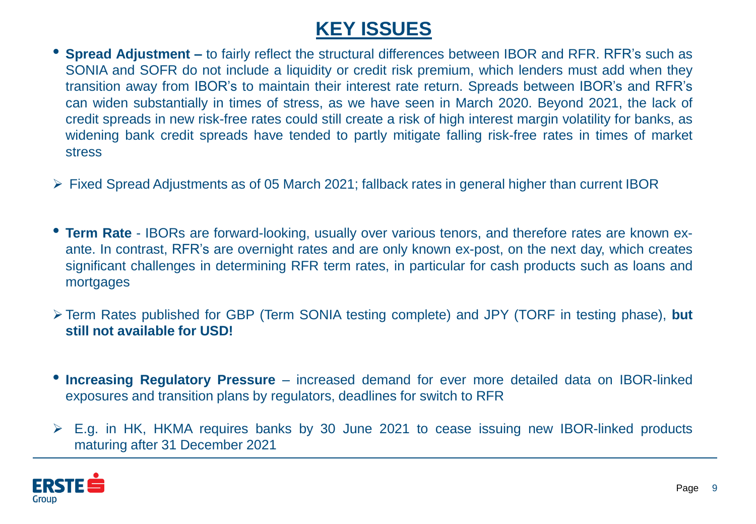# KEY ISSUES

- **Spread Adjustment –** to fairly reflect the structural differences between IBOR and RFR. RFR's such as SONIA and SOFR do not include a liquidity or credit risk premium, which lenders must add when they transition away from IBOR's to maintain their interest rate return. Spreads between IBOR's and RFR's can widen substantially in times of stress, as we have seen in March 2020. Beyond 2021, the lack of credit spreads in new risk-free rates could still create a risk of high interest margin volatility for banks, as widening bank credit spreads have tended to partly mitigate falling risk-free rates in times of market stress

> Fixed Spread Adjustments as of 05 March 2021; fallback rates in general higher than current IBOR

- **Term Rate** - IBORs are forward-looking, usually over various tenors, and therefore rates are known ex-ante. In contrast, RFR's are overnight rates and are only known ex-post, on the next day, which creates significant challenges in determining RFR term rates, in particular for cash products such as loans and mortgages

> Term Rates published for GBP (Term SONIA testing complete) and JPY (TORF in testing phase), **but still not available for USD!**

- **Increasing Regulatory Pressure** – increased demand for ever more detailed data on IBOR-linked exposures and transition plans by regulators, deadlines for switch to RFR

> E.g. in HK, HKMA requires banks by 30 June 2021 to cease issuing new IBOR-linked products maturing after 31 December 2021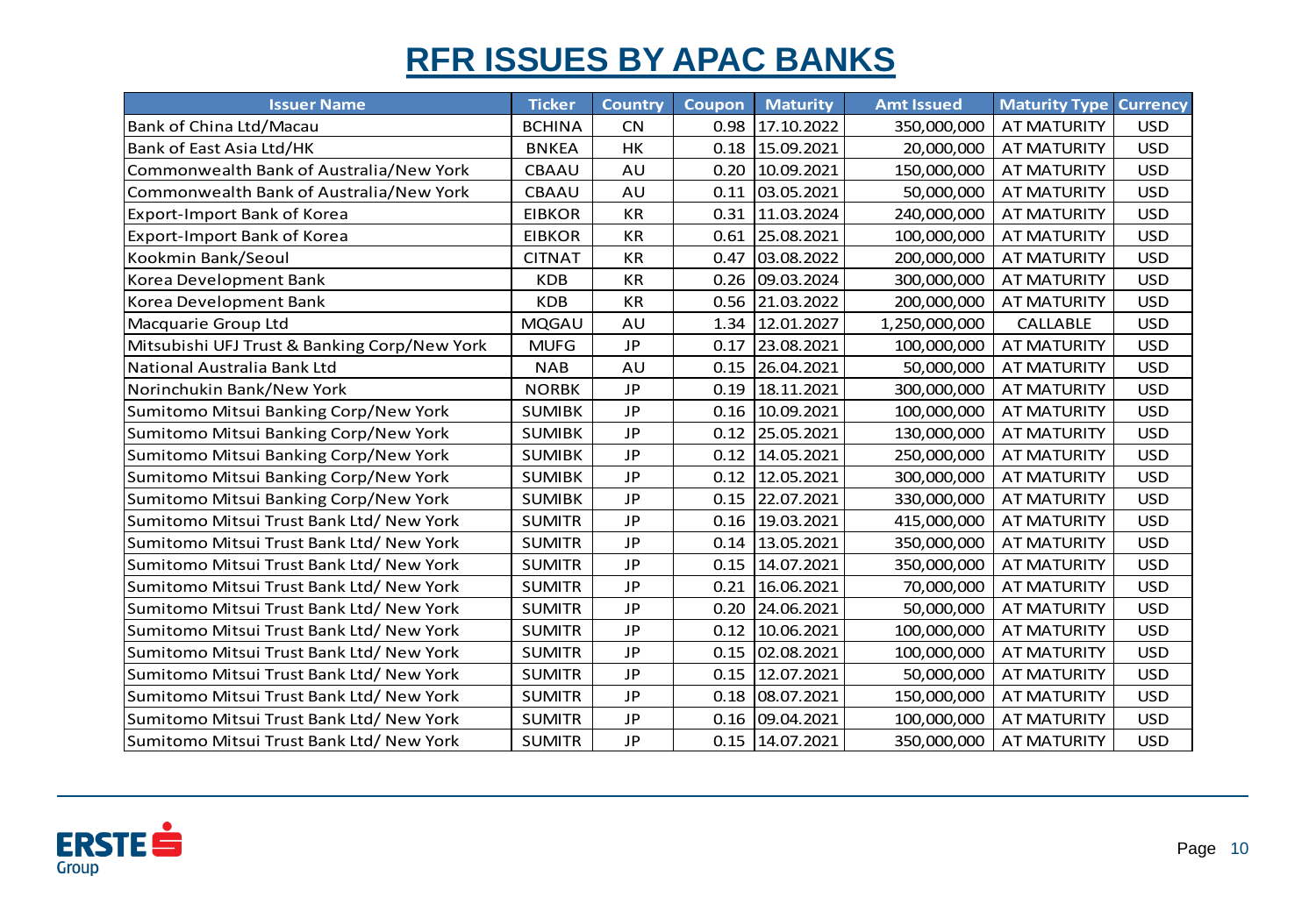# RFR ISSUES BY APAC BANKS

| Issuer Name | Ticker | Country | Coupon | Maturity | Amt Issued | Maturity Type | Currency |
|---|---|---|---|---|---|---|---|
| Bank of China Ltd/Macau | BCHINA | CN | 0.98 | 17.10.2022 | 350,000,000 | AT MATURITY | USD |
| Bank of East Asia Ltd/HK | BNKEA | HK | 0.18 | 15.09.2021 | 20,000,000 | AT MATURITY | USD |
| Commonwealth Bank of Australia/New York | CBAAU | AU | 0.20 | 10.09.2021 | 150,000,000 | AT MATURITY | USD |
| Commonwealth Bank of Australia/New York | CBAAU | AU | 0.11 | 03.05.2021 | 50,000,000 | AT MATURITY | USD |
| Export-Import Bank of Korea | EIBKOR | KR | 0.31 | 11.03.2024 | 240,000,000 | AT MATURITY | USD |
| Export-Import Bank of Korea | EIBKOR | KR | 0.61 | 25.08.2021 | 100,000,000 | AT MATURITY | USD |
| Kookmin Bank/Seoul | CITNAT | KR | 0.47 | 03.08.2022 | 200,000,000 | AT MATURITY | USD |
| Korea Development Bank | KDB | KR | 0.26 | 09.03.2024 | 300,000,000 | AT MATURITY | USD |
| Korea Development Bank | KDB | KR | 0.56 | 21.03.2022 | 200,000,000 | AT MATURITY | USD |
| Macquarie Group Ltd | MQGAU | AU | 1.34 | 12.01.2027 | 1,250,000,000 | CALLABLE | USD |
| Mitsubishi UFJ Trust & Banking Corp/New York | MUFG | JP | 0.17 | 23.08.2021 | 100,000,000 | AT MATURITY | USD |
| National Australia Bank Ltd | NAB | AU | 0.15 | 26.04.2021 | 50,000,000 | AT MATURITY | USD |
| Norinchukin Bank/New York | NORBK | JP | 0.19 | 18.11.2021 | 300,000,000 | AT MATURITY | USD |
| Sumitomo Mitsui Banking Corp/New York | SUMIBK | JP | 0.16 | 10.09.2021 | 100,000,000 | AT MATURITY | USD |
| Sumitomo Mitsui Banking Corp/New York | SUMIBK | JP | 0.12 | 25.05.2021 | 130,000,000 | AT MATURITY | USD |
| Sumitomo Mitsui Banking Corp/New York | SUMIBK | JP | 0.12 | 14.05.2021 | 250,000,000 | AT MATURITY | USD |
| Sumitomo Mitsui Banking Corp/New York | SUMIBK | JP | 0.12 | 12.05.2021 | 300,000,000 | AT MATURITY | USD |
| Sumitomo Mitsui Banking Corp/New York | SUMIBK | JP | 0.15 | 22.07.2021 | 330,000,000 | AT MATURITY | USD |
| Sumitomo Mitsui Trust Bank Ltd/ New York | SUMITR | JP | 0.16 | 19.03.2021 | 415,000,000 | AT MATURITY | USD |
| Sumitomo Mitsui Trust Bank Ltd/ New York | SUMITR | JP | 0.14 | 13.05.2021 | 350,000,000 | AT MATURITY | USD |
| Sumitomo Mitsui Trust Bank Ltd/ New York | SUMITR | JP | 0.15 | 14.07.2021 | 350,000,000 | AT MATURITY | USD |
| Sumitomo Mitsui Trust Bank Ltd/ New York | SUMITR | JP | 0.21 | 16.06.2021 | 70,000,000 | AT MATURITY | USD |
| Sumitomo Mitsui Trust Bank Ltd/ New York | SUMITR | JP | 0.20 | 24.06.2021 | 50,000,000 | AT MATURITY | USD |
| Sumitomo Mitsui Trust Bank Ltd/ New York | SUMITR | JP | 0.12 | 10.06.2021 | 100,000,000 | AT MATURITY | USD |
| Sumitomo Mitsui Trust Bank Ltd/ New York | SUMITR | JP | 0.15 | 02.08.2021 | 100,000,000 | AT MATURITY | USD |
| Sumitomo Mitsui Trust Bank Ltd/ New York | SUMITR | JP | 0.15 | 12.07.2021 | 50,000,000 | AT MATURITY | USD |
| Sumitomo Mitsui Trust Bank Ltd/ New York | SUMITR | JP | 0.18 | 08.07.2021 | 150,000,000 | AT MATURITY | USD |
| Sumitomo Mitsui Trust Bank Ltd/ New York | SUMITR | JP | 0.16 | 09.04.2021 | 100,000,000 | AT MATURITY | USD |
| Sumitomo Mitsui Trust Bank Ltd/ New York | SUMITR | JP | 0.15 | 14.07.2021 | 350,000,000 | AT MATURITY | USD |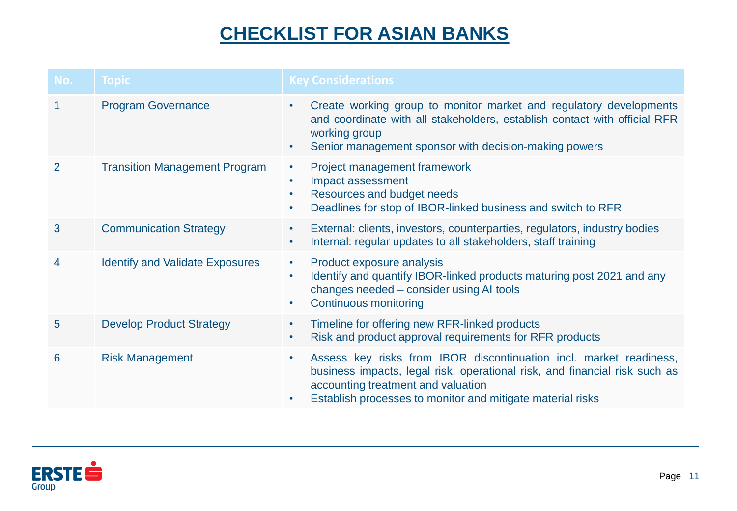# CHECKLIST FOR ASIAN BANKS

| No. | Topic | Key Considerations |
|---|---|---|
| 1 | Program Governance | • Create working group to monitor market and regulatory developments and coordinate with all stakeholders, establish contact with official RFR working group<br>• Senior management sponsor with decision-making powers |
| 2 | Transition Management Program | • Project management framework<br>• Impact assessment<br>• Resources and budget needs<br>• Deadlines for stop of IBOR-linked business and switch to RFR |
| 3 | Communication Strategy | • External: clients, investors, counterparties, regulators, industry bodies<br>• Internal: regular updates to all stakeholders, staff training |
| 4 | Identify and Validate Exposures | • Product exposure analysis<br>• Identify and quantify IBOR-linked products maturing post 2021 and any changes needed – consider using AI tools<br>• Continuous monitoring |
| 5 | Develop Product Strategy | • Timeline for offering new RFR-linked products<br>• Risk and product approval requirements for RFR products |
| 6 | Risk Management | • Assess key risks from IBOR discontinuation incl. market readiness, business impacts, legal risk, operational risk, and financial risk such as accounting treatment and valuation<br>• Establish processes to monitor and mitigate material risks |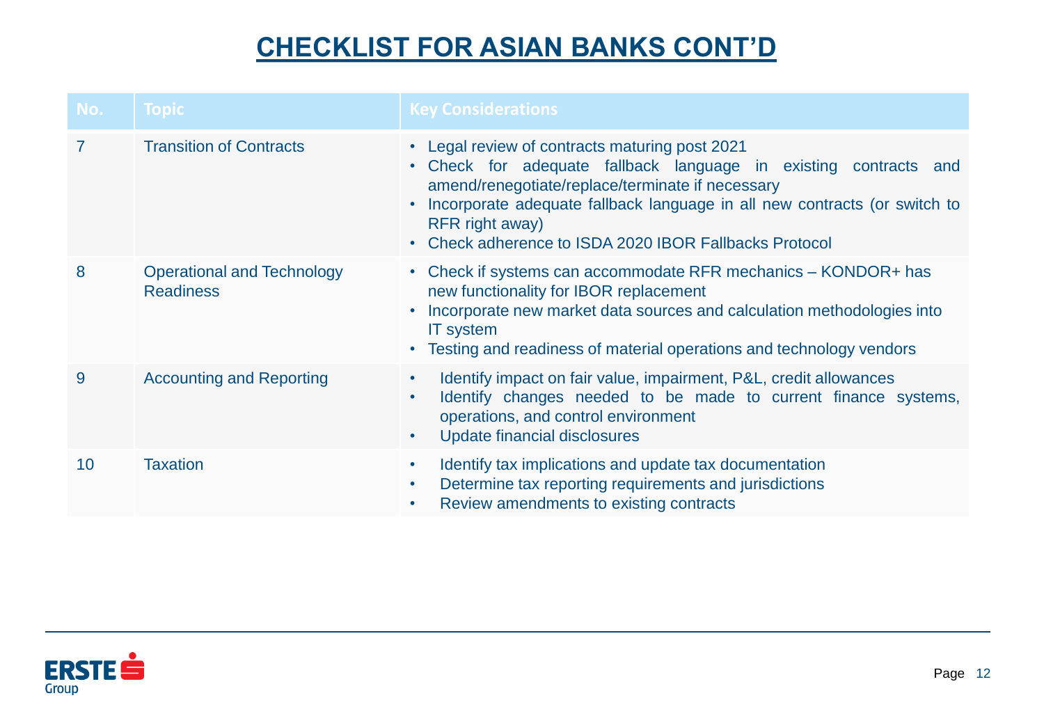# CHECKLIST FOR ASIAN BANKS CONT'D

| No. | Topic | Key Considerations |
|---|---|---|
| 7 | Transition of Contracts | • Legal review of contracts maturing post 2021<br>• Check for adequate fallback language in existing contracts and amend/renegotiate/replace/terminate if necessary<br>• Incorporate adequate fallback language in all new contracts (or switch to RFR right away)<br>• Check adherence to ISDA 2020 IBOR Fallbacks Protocol |
| 8 | Operational and Technology Readiness | • Check if systems can accommodate RFR mechanics – KONDOR+ has new functionality for IBOR replacement<br>• Incorporate new market data sources and calculation methodologies into IT system<br>• Testing and readiness of material operations and technology vendors |
| 9 | Accounting and Reporting | • Identify impact on fair value, impairment, P&L, credit allowances<br>• Identify changes needed to be made to current finance systems, operations, and control environment<br>• Update financial disclosures |
| 10 | Taxation | • Identify tax implications and update tax documentation<br>• Determine tax reporting requirements and jurisdictions<br>• Review amendments to existing contracts |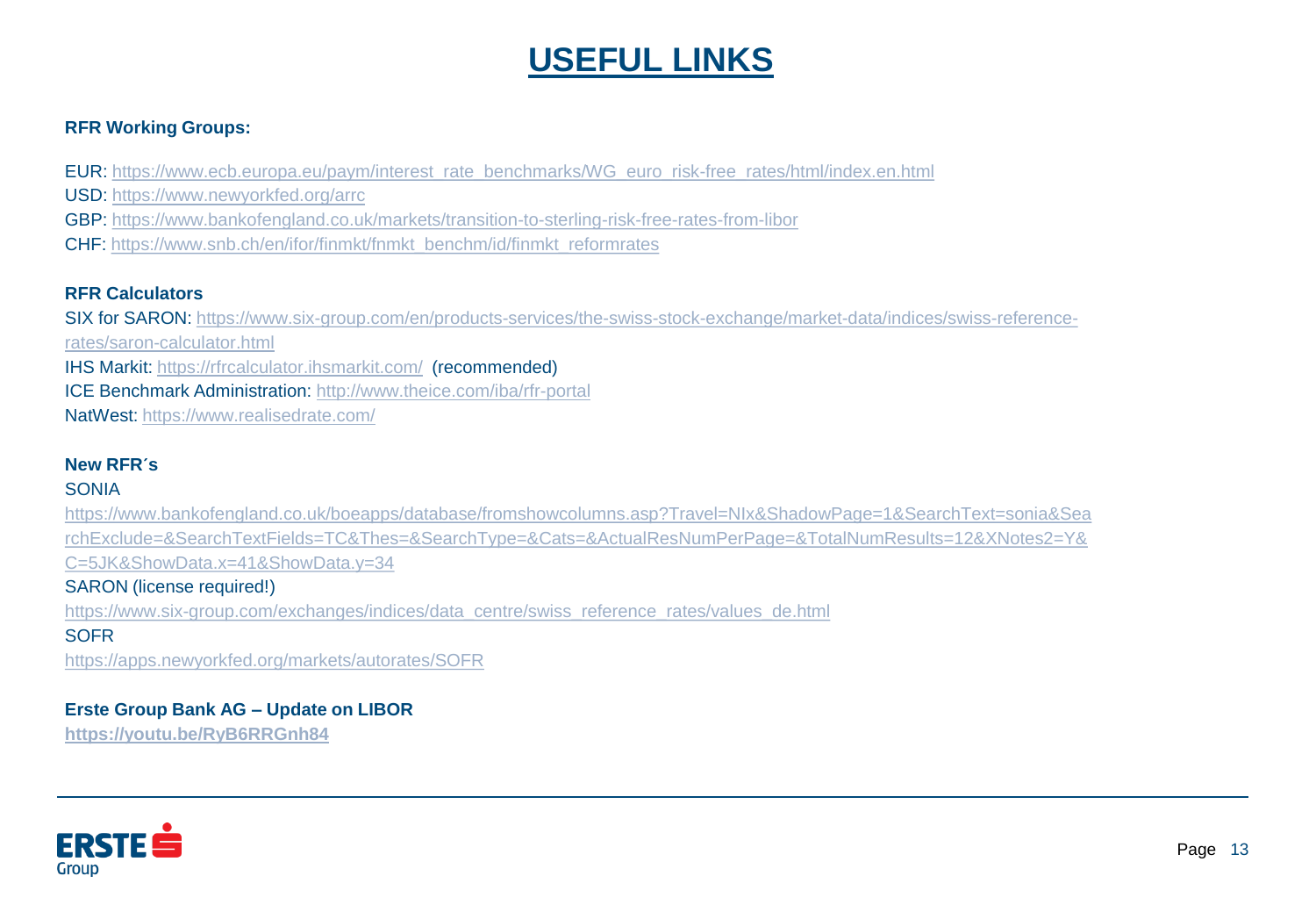# USEFUL LINKS

**RFR Working Groups:**

EUR: https://www.ecb.europa.eu/paym/interest_rate_benchmarks/WG_euro_risk-free_rates/html/index.en.html
USD: https://www.newyorkfed.org/arrc
GBP: https://www.bankofengland.co.uk/markets/transition-to-sterling-risk-free-rates-from-libor
CHF: https://www.snb.ch/en/ifor/finmkt/fnmkt_benchm/id/finmkt_reformrates

**RFR Calculators**

SIX for SARON: https://www.six-group.com/en/products-services/the-swiss-stock-exchange/market-data/indices/swiss-reference-rates/saron-calculator.html
IHS Markit: https://rfrcalculator.ihsmarkit.com/ (recommended)
ICE Benchmark Administration: http://www.theice.com/iba/rfr-portal
NatWest: https://www.realisedrate.com/

**New RFR´s**

SONIA
https://www.bankofengland.co.uk/boeapps/database/fromshowcolumns.asp?Travel=NIx&ShadowPage=1&SearchText=sonia&SearchExclude=&SearchTextFields=TC&Thes=&SearchType=&Cats=&ActualResNumPerPage=&TotalNumResults=12&XNotes2=Y&C=5JK&ShowData.x=41&ShowData.y=34
SARON (license required!)
https://www.six-group.com/exchanges/indices/data_centre/swiss_reference_rates/values_de.html
SOFR
https://apps.newyorkfed.org/markets/autorates/SOFR

**Erste Group Bank AG – Update on LIBOR**
**https://youtu.be/RyB6RRGnh84**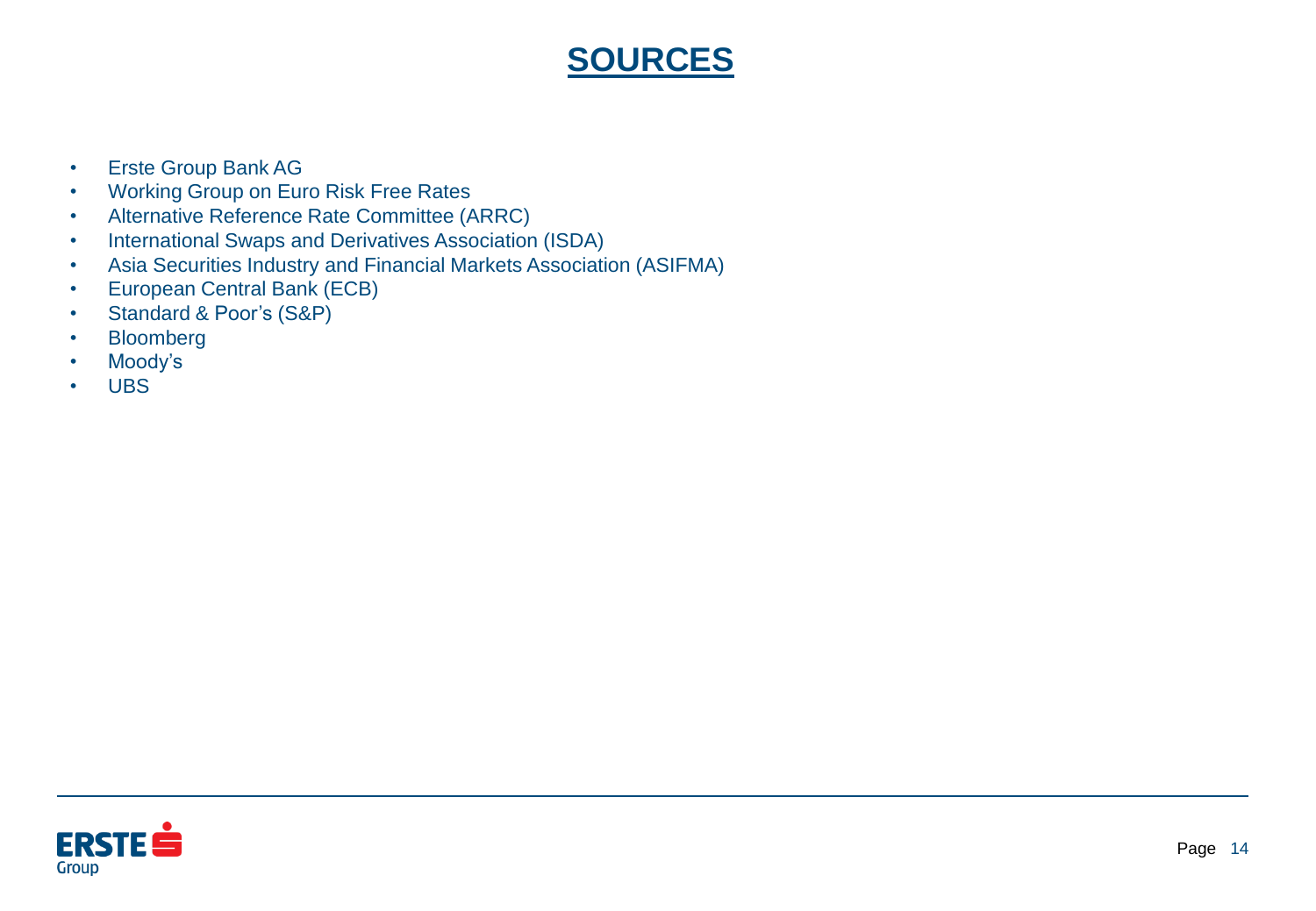# SOURCES

- Erste Group Bank AG
- Working Group on Euro Risk Free Rates
- Alternative Reference Rate Committee (ARRC)
- International Swaps and Derivatives Association (ISDA)
- Asia Securities Industry and Financial Markets Association (ASIFMA)
- European Central Bank (ECB)
- Standard & Poor's (S&P)
- Bloomberg
- Moody's
- UBS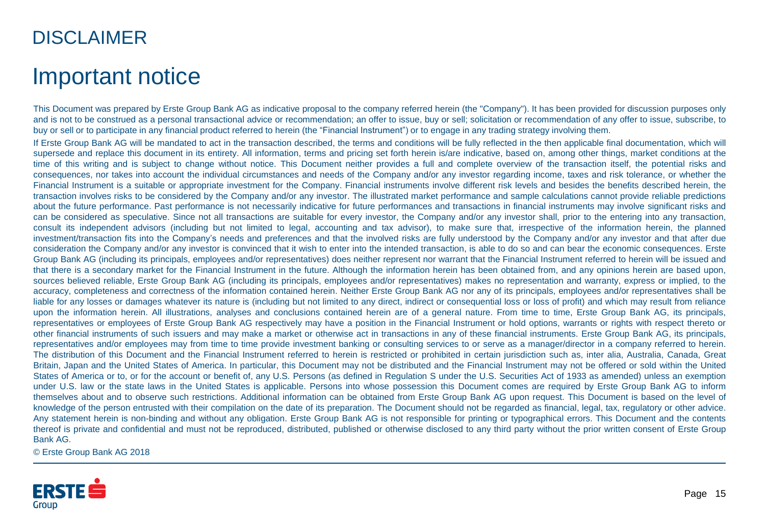# DISCLAIMER

## Important notice

This Document was prepared by Erste Group Bank AG as indicative proposal to the company referred herein (the "Company"). It has been provided for discussion purposes only and is not to be construed as a personal transactional advice or recommendation; an offer to issue, buy or sell; solicitation or recommendation of any offer to issue, subscribe, to buy or sell or to participate in any financial product referred to herein (the "Financial Instrument") or to engage in any trading strategy involving them.

If Erste Group Bank AG will be mandated to act in the transaction described, the terms and conditions will be fully reflected in the then applicable final documentation, which will supersede and replace this document in its entirety. All information, terms and pricing set forth herein is/are indicative, based on, among other things, market conditions at the time of this writing and is subject to change without notice. This Document neither provides a full and complete overview of the transaction itself, the potential risks and consequences, nor takes into account the individual circumstances and needs of the Company and/or any investor regarding income, taxes and risk tolerance, or whether the Financial Instrument is a suitable or appropriate investment for the Company. Financial instruments involve different risk levels and besides the benefits described herein, the transaction involves risks to be considered by the Company and/or any investor. The illustrated market performance and sample calculations cannot provide reliable predictions about the future performance. Past performance is not necessarily indicative for future performances and transactions in financial instruments may involve significant risks and can be considered as speculative. Since not all transactions are suitable for every investor, the Company and/or any investor shall, prior to the entering into any transaction, consult its independent advisors (including but not limited to legal, accounting and tax advisor), to make sure that, irrespective of the information herein, the planned investment/transaction fits into the Company's needs and preferences and that the involved risks are fully understood by the Company and/or any investor and that after due consideration the Company and/or any investor is convinced that it wish to enter into the intended transaction, is able to do so and can bear the economic consequences. Erste Group Bank AG (including its principals, employees and/or representatives) does neither represent nor warrant that the Financial Instrument referred to herein will be issued and that there is a secondary market for the Financial Instrument in the future. Although the information herein has been obtained from, and any opinions herein are based upon, sources believed reliable, Erste Group Bank AG (including its principals, employees and/or representatives) makes no representation and warranty, express or implied, to the accuracy, completeness and correctness of the information contained herein. Neither Erste Group Bank AG nor any of its principals, employees and/or representatives shall be liable for any losses or damages whatever its nature is (including but not limited to any direct, indirect or consequential loss or loss of profit) and which may result from reliance upon the information herein. All illustrations, analyses and conclusions contained herein are of a general nature. From time to time, Erste Group Bank AG, its principals, representatives or employees of Erste Group Bank AG respectively may have a position in the Financial Instrument or hold options, warrants or rights with respect thereto or other financial instruments of such issuers and may make a market or otherwise act in transactions in any of these financial instruments. Erste Group Bank AG, its principals, representatives and/or employees may from time to time provide investment banking or consulting services to or serve as a manager/director in a company referred to herein. The distribution of this Document and the Financial Instrument referred to herein is restricted or prohibited in certain jurisdiction such as, inter alia, Australia, Canada, Great Britain, Japan and the United States of America. In particular, this Document may not be distributed and the Financial Instrument may not be offered or sold within the United States of America or to, or for the account or benefit of, any U.S. Persons (as defined in Regulation S under the U.S. Securities Act of 1933 as amended) unless an exemption under U.S. law or the state laws in the United States is applicable. Persons into whose possession this Document comes are required by Erste Group Bank AG to inform themselves about and to observe such restrictions. Additional information can be obtained from Erste Group Bank AG upon request. This Document is based on the level of knowledge of the person entrusted with their compilation on the date of its preparation. The Document should not be regarded as financial, legal, tax, regulatory or other advice. Any statement herein is non-binding and without any obligation. Erste Group Bank AG is not responsible for printing or typographical errors. This Document and the contents thereof is private and confidential and must not be reproduced, distributed, published or otherwise disclosed to any third party without the prior written consent of Erste Group Bank AG.

© Erste Group Bank AG 2018